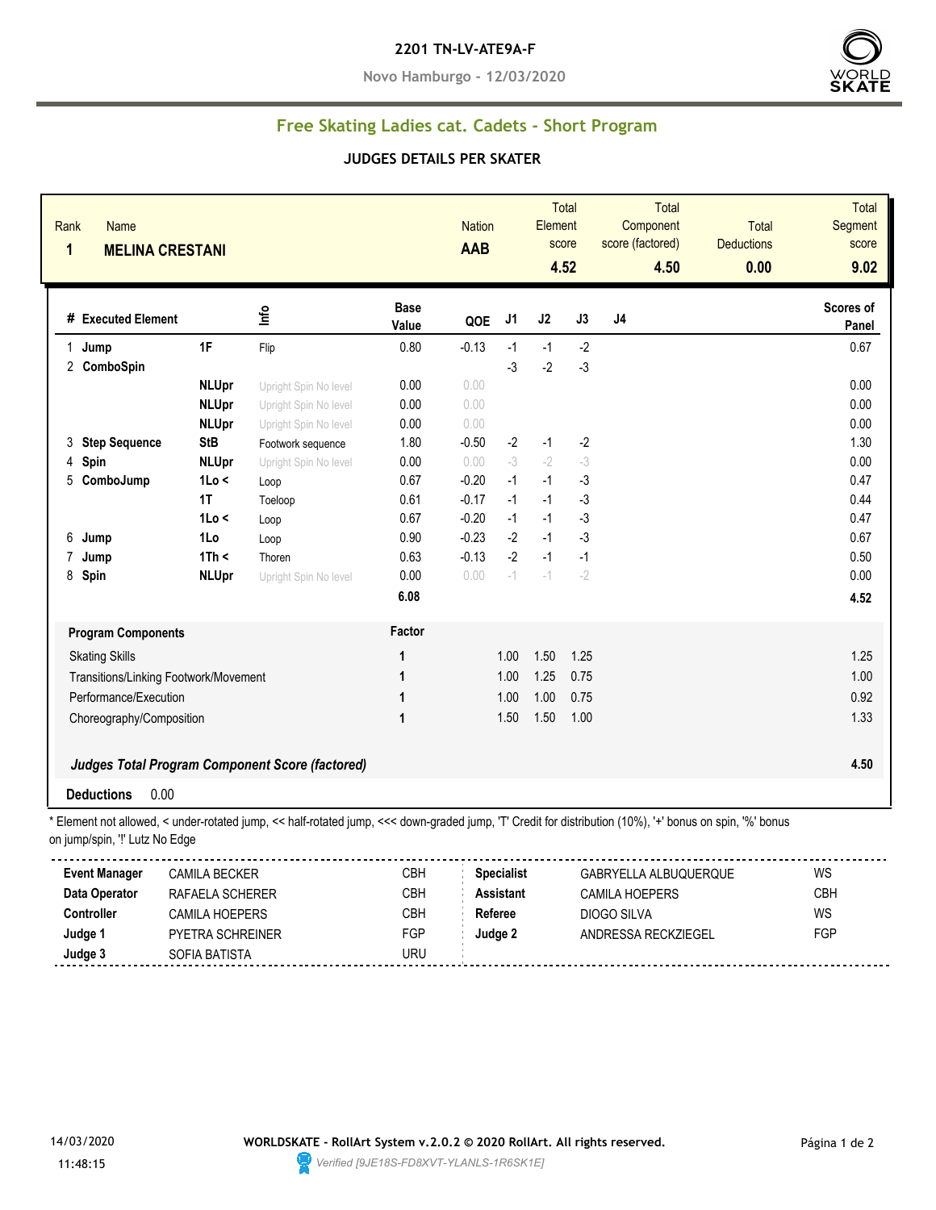**2201 TN-LV-ATE9A-F**

**Novo Hamburgo - 12/03/2020**

## Free Skating Ladies cat. Cadets - Short Program

### JUDGES DETAILS PER SKATER

| Rank | Name | Nation | Total Element score | Total Component score (factored) | Total Deductions | Total Segment score |
|---|---|---|---|---|---|---|
| 1 | MELINA CRESTANI | AAB | 4.52 | 4.50 | 0.00 | 9.02 |

| # | Executed Element | | Info | Base Value | QOE | J1 | J2 | J3 | J4 | Scores of Panel |
|---|---|---|---|---|---|---|---|---|---|---|
| 1 | Jump | 1F | Flip | 0.80 | -0.13 | -1 | -1 | -2 | | 0.67 |
| 2 | ComboSpin | | | | | -3 | -2 | -3 | | |
| | | NLUpr | Upright Spin No level | 0.00 | 0.00 | | | | | 0.00 |
| | | NLUpr | Upright Spin No level | 0.00 | 0.00 | | | | | 0.00 |
| | | NLUpr | Upright Spin No level | 0.00 | 0.00 | | | | | 0.00 |
| 3 | Step Sequence | StB | Footwork sequence | 1.80 | -0.50 | -2 | -1 | -2 | | 1.30 |
| 4 | Spin | NLUpr | Upright Spin No level | 0.00 | 0.00 | -3 | -2 | -3 | | 0.00 |
| 5 | ComboJump | 1Lo < | Loop | 0.67 | -0.20 | -1 | -1 | -3 | | 0.47 |
| | | 1T | Toeloop | 0.61 | -0.17 | -1 | -1 | -3 | | 0.44 |
| | | 1Lo < | Loop | 0.67 | -0.20 | -1 | -1 | -3 | | 0.47 |
| 6 | Jump | 1Lo | Loop | 0.90 | -0.23 | -2 | -1 | -3 | | 0.67 |
| 7 | Jump | 1Th < | Thoren | 0.63 | -0.13 | -2 | -1 | -1 | | 0.50 |
| 8 | Spin | NLUpr | Upright Spin No level | 0.00 | 0.00 | -1 | -1 | -2 | | 0.00 |
| | | | | 6.08 | | | | | | 4.52 |

| Program Components | Factor | J1 | J2 | J3 | J4 | |
|---|---|---|---|---|---|---|
| Skating Skills | 1 | 1.00 | 1.50 | 1.25 | | 1.25 |
| Transitions/Linking Footwork/Movement | 1 | 1.00 | 1.25 | 0.75 | | 1.00 |
| Performance/Execution | 1 | 1.00 | 1.00 | 0.75 | | 0.92 |
| Choreography/Composition | 1 | 1.50 | 1.50 | 1.00 | | 1.33 |
| ***Judges Total Program Component Score (factored)*** | | | | | | **4.50** |

**Deductions** 0.00

\* Element not allowed, < under-rotated jump, << half-rotated jump, <<< down-graded jump, 'T' Credit for distribution (10%), '+' bonus on spin, '%' bonus on jump/spin, '!' Lutz No Edge

| | | | | | |
|---|---|---|---|---|---|
| **Event Manager** | CAMILA BECKER | CBH | **Specialist** | GABRYELLA ALBUQUERQUE | WS |
| **Data Operator** | RAFAELA SCHERER | CBH | **Assistant** | CAMILA HOEPERS | CBH |
| **Controller** | CAMILA HOEPERS | CBH | **Referee** | DIOGO SILVA | WS |
| **Judge 1** | PYETRA SCHREINER | FGP | **Judge 2** | ANDRESSA RECKZIEGEL | FGP |
| **Judge 3** | SOFIA BATISTA | URU | | | |

14/03/2020 11:48:15

**WORLDSKATE - RollArt System v.2.0.2 © 2020 RollArt. All rights reserved.**

*Verified [9JE18S-FD8XVT-YLANLS-1R6SK1E]*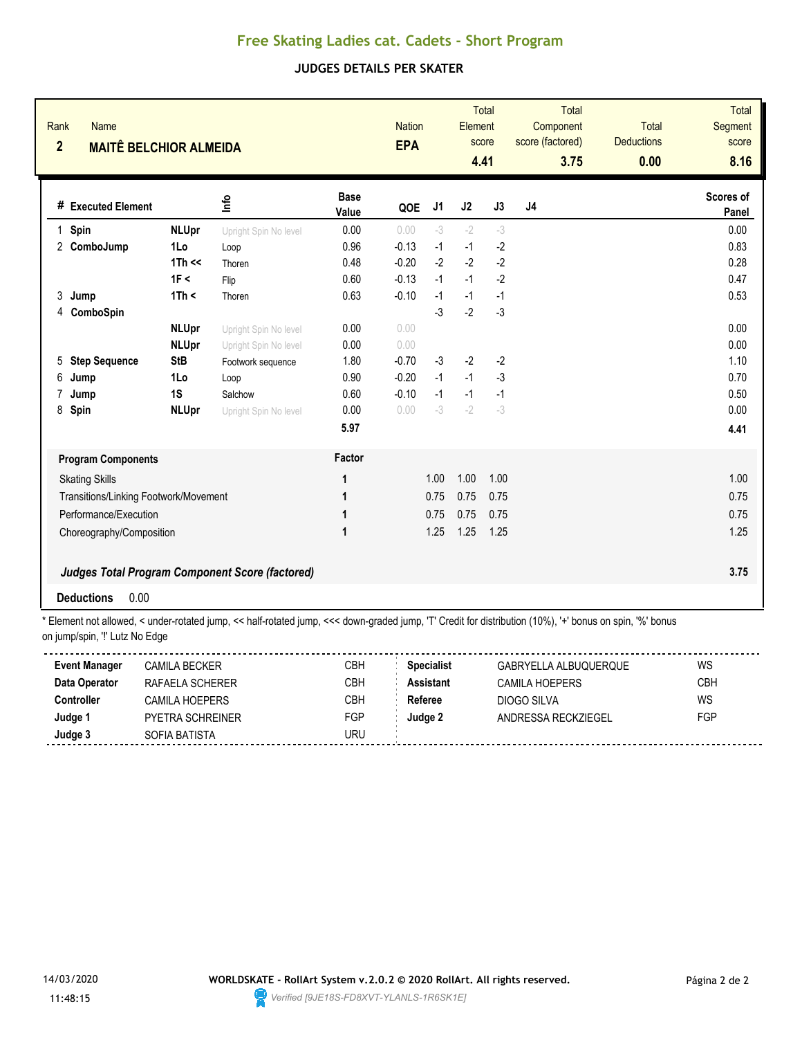## Free Skating Ladies cat. Cadets - Short Program

**JUDGES DETAILS PER SKATER**

| Rank | Name | Nation | Total Element score | Total Component score (factored) | Total Deductions | Total Segment score |
|---|---|---|---|---|---|---|
| 2 | MAITÊ BELCHIOR ALMEIDA | EPA | 4.41 | 3.75 | 0.00 | 8.16 |

| # | Executed Element | | Info | Base Value | QOE | J1 | J2 | J3 | J4 | Scores of Panel |
|---|---|---|---|---|---|---|---|---|---|---|
| 1 | Spin | NLUpr | Upright Spin No level | 0.00 | 0.00 | -3 | -2 | -3 | | 0.00 |
| 2 | ComboJump | 1Lo | Loop | 0.96 | -0.13 | -1 | -1 | -2 | | 0.83 |
| | | 1Th << | Thoren | 0.48 | -0.20 | -2 | -2 | -2 | | 0.28 |
| | | 1F < | Flip | 0.60 | -0.13 | -1 | -1 | -2 | | 0.47 |
| 3 | Jump | 1Th < | Thoren | 0.63 | -0.10 | -1 | -1 | -1 | | 0.53 |
| 4 | ComboSpin | | | | | -3 | -2 | -3 | | |
| | | NLUpr | Upright Spin No level | 0.00 | 0.00 | | | | | 0.00 |
| | | NLUpr | Upright Spin No level | 0.00 | 0.00 | | | | | 0.00 |
| 5 | Step Sequence | StB | Footwork sequence | 1.80 | -0.70 | -3 | -2 | -2 | | 1.10 |
| 6 | Jump | 1Lo | Loop | 0.90 | -0.20 | -1 | -1 | -3 | | 0.70 |
| 7 | Jump | 1S | Salchow | 0.60 | -0.10 | -1 | -1 | -1 | | 0.50 |
| 8 | Spin | NLUpr | Upright Spin No level | 0.00 | 0.00 | -3 | -2 | -3 | | 0.00 |
| | | | | 5.97 | | | | | | 4.41 |

| Program Components | Factor | J1 | J2 | J3 | J4 | |
|---|---|---|---|---|---|---|
| Skating Skills | 1 | 1.00 | 1.00 | 1.00 | | 1.00 |
| Transitions/Linking Footwork/Movement | 1 | 0.75 | 0.75 | 0.75 | | 0.75 |
| Performance/Execution | 1 | 0.75 | 0.75 | 0.75 | | 0.75 |
| Choreography/Composition | 1 | 1.25 | 1.25 | 1.25 | | 1.25 |

***Judges Total Program Component Score (factored)*** 3.75

**Deductions** 0.00

* Element not allowed, < under-rotated jump, << half-rotated jump, <<< down-graded jump, 'T' Credit for distribution (10%), '+' bonus on spin, '%' bonus on jump/spin, '!' Lutz No Edge

| | | | | | |
|---|---|---|---|---|---|
| **Event Manager** | CAMILA BECKER | CBH | **Specialist** | GABRYELLA ALBUQUERQUE | WS |
| **Data Operator** | RAFAELA SCHERER | CBH | **Assistant** | CAMILA HOEPERS | CBH |
| **Controller** | CAMILA HOEPERS | CBH | **Referee** | DIOGO SILVA | WS |
| **Judge 1** | PYETRA SCHREINER | FGP | **Judge 2** | ANDRESSA RECKZIEGEL | FGP |
| **Judge 3** | SOFIA BATISTA | URU | | | |

14/03/2020
11:48:15

WORLDSKATE - RollArt System v.2.0.2 © 2020 RollArt. All rights reserved.

Verified [9JE18S-FD8XVT-YLANLS-1R6SK1E]